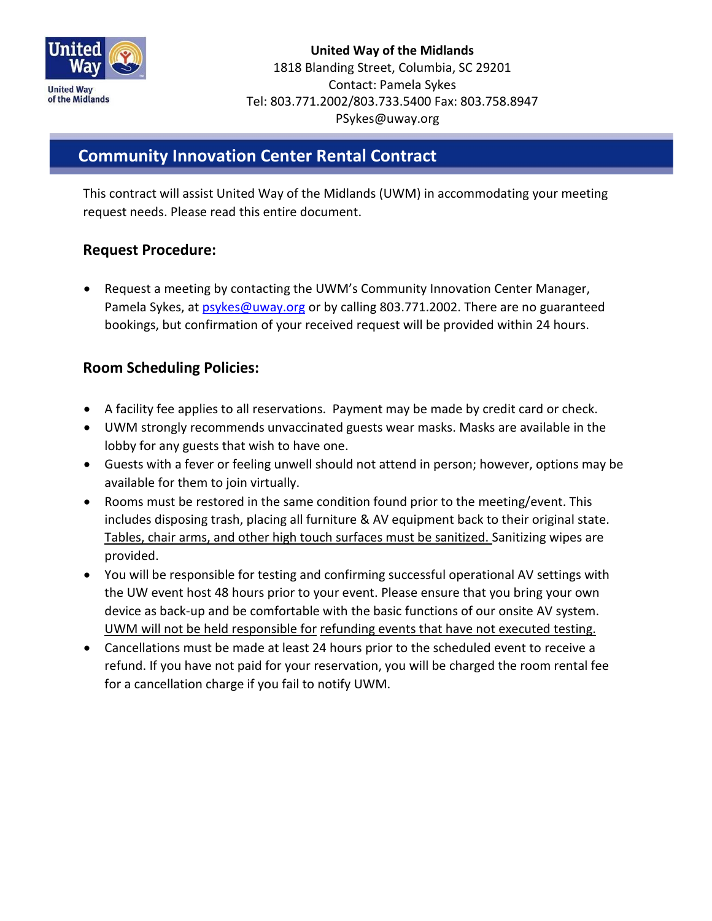**United Way of the Midlands**
1818 Blanding Street, Columbia, SC 29201
Contact: Pamela Sykes
Tel: 803.771.2002/803.733.5400 Fax: 803.758.8947
PSykes@uway.org

# Community Innovation Center Rental Contract

This contract will assist United Way of the Midlands (UWM) in accommodating your meeting request needs. Please read this entire document.

## Request Procedure:

- Request a meeting by contacting the UWM's Community Innovation Center Manager, Pamela Sykes, at psykes@uway.org or by calling 803.771.2002. There are no guaranteed bookings, but confirmation of your received request will be provided within 24 hours.

## Room Scheduling Policies:

- A facility fee applies to all reservations. Payment may be made by credit card or check.
- UWM strongly recommends unvaccinated guests wear masks. Masks are available in the lobby for any guests that wish to have one.
- Guests with a fever or feeling unwell should not attend in person; however, options may be available for them to join virtually.
- Rooms must be restored in the same condition found prior to the meeting/event. This includes disposing trash, placing all furniture & AV equipment back to their original state. Tables, chair arms, and other high touch surfaces must be sanitized. Sanitizing wipes are provided.
- You will be responsible for testing and confirming successful operational AV settings with the UW event host 48 hours prior to your event. Please ensure that you bring your own device as back-up and be comfortable with the basic functions of our onsite AV system. UWM will not be held responsible for refunding events that have not executed testing.
- Cancellations must be made at least 24 hours prior to the scheduled event to receive a refund. If you have not paid for your reservation, you will be charged the room rental fee for a cancellation charge if you fail to notify UWM.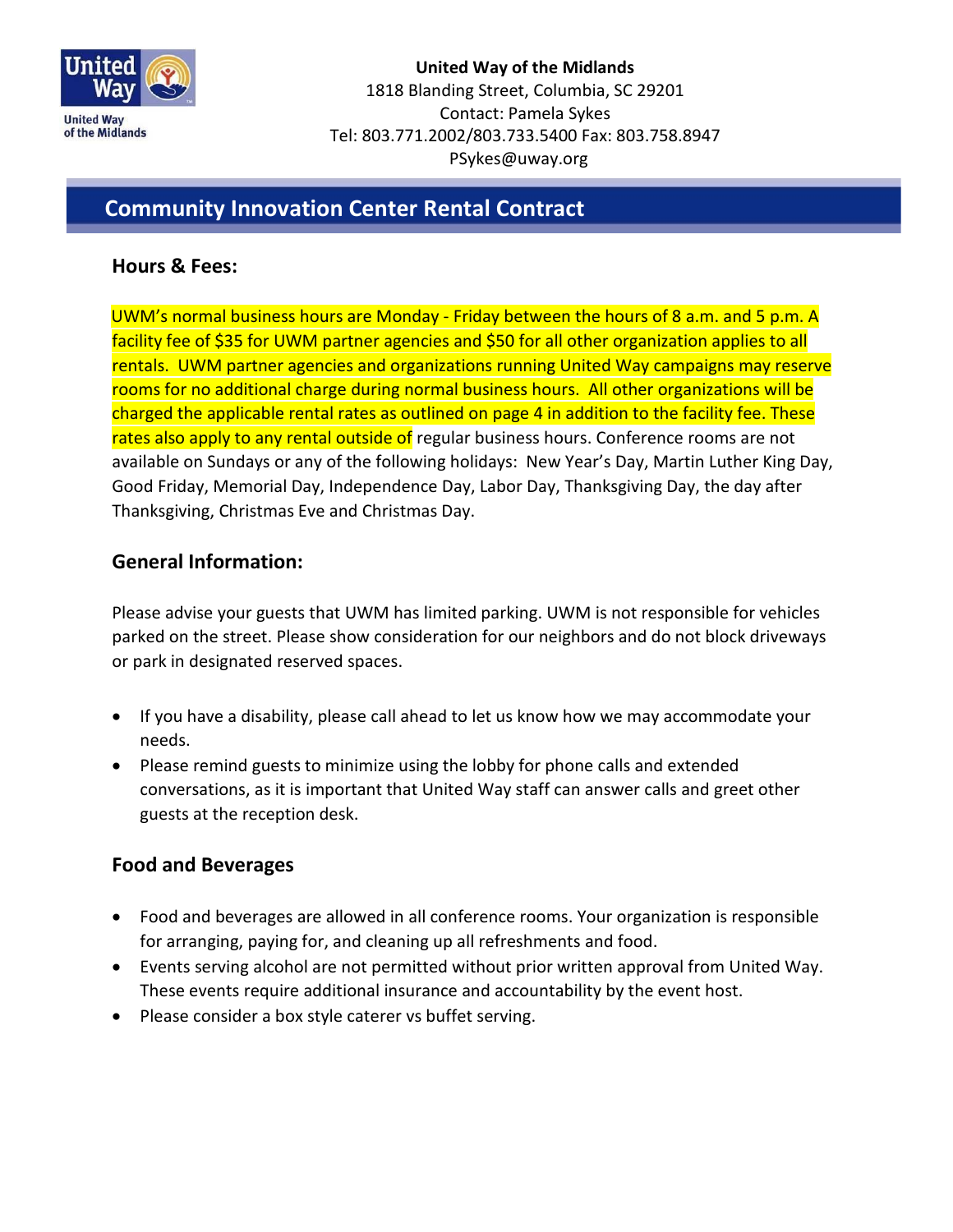**United Way of the Midlands**
1818 Blanding Street, Columbia, SC 29201
Contact: Pamela Sykes
Tel: 803.771.2002/803.733.5400 Fax: 803.758.8947
PSykes@uway.org

# Community Innovation Center Rental Contract

## Hours & Fees:

UWM's normal business hours are Monday - Friday between the hours of 8 a.m. and 5 p.m. A facility fee of $35 for UWM partner agencies and $50 for all other organization applies to all rentals. UWM partner agencies and organizations running United Way campaigns may reserve rooms for no additional charge during normal business hours. All other organizations will be charged the applicable rental rates as outlined on page 4 in addition to the facility fee. These rates also apply to any rental outside of regular business hours. Conference rooms are not available on Sundays or any of the following holidays: New Year's Day, Martin Luther King Day, Good Friday, Memorial Day, Independence Day, Labor Day, Thanksgiving Day, the day after Thanksgiving, Christmas Eve and Christmas Day.

## General Information:

Please advise your guests that UWM has limited parking. UWM is not responsible for vehicles parked on the street. Please show consideration for our neighbors and do not block driveways or park in designated reserved spaces.

- If you have a disability, please call ahead to let us know how we may accommodate your needs.
- Please remind guests to minimize using the lobby for phone calls and extended conversations, as it is important that United Way staff can answer calls and greet other guests at the reception desk.

## Food and Beverages

- Food and beverages are allowed in all conference rooms. Your organization is responsible for arranging, paying for, and cleaning up all refreshments and food.
- Events serving alcohol are not permitted without prior written approval from United Way. These events require additional insurance and accountability by the event host.
- Please consider a box style caterer vs buffet serving.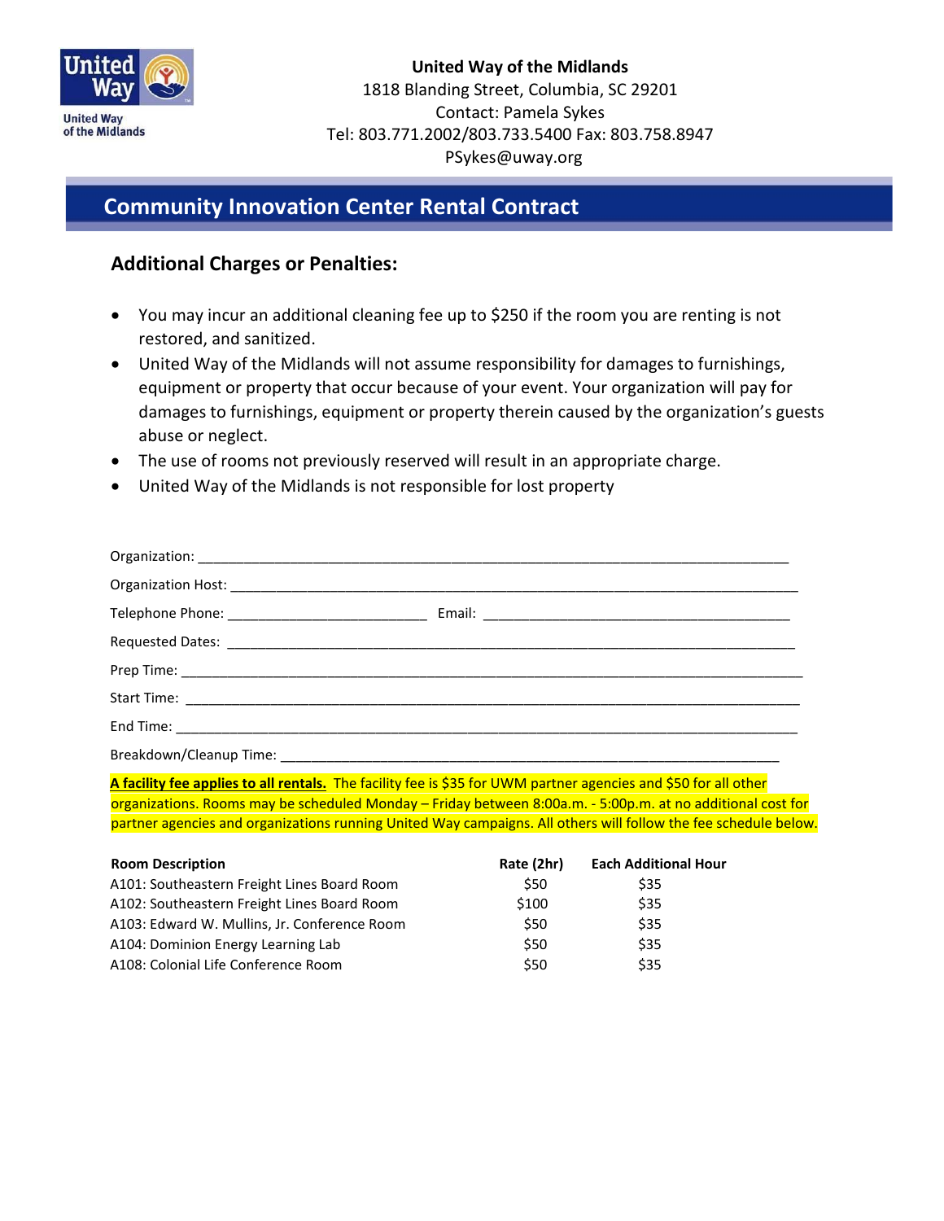**United Way of the Midlands**
1818 Blanding Street, Columbia, SC 29201
Contact: Pamela Sykes
Tel: 803.771.2002/803.733.5400 Fax: 803.758.8947
PSykes@uway.org

# Community Innovation Center Rental Contract

## Additional Charges or Penalties:

- You may incur an additional cleaning fee up to $250 if the room you are renting is not restored, and sanitized.
- United Way of the Midlands will not assume responsibility for damages to furnishings, equipment or property that occur because of your event. Your organization will pay for damages to furnishings, equipment or property therein caused by the organization's guests abuse or neglect.
- The use of rooms not previously reserved will result in an appropriate charge.
- United Way of the Midlands is not responsible for lost property

Organization: ______________________________________________________________________________

Organization Host: ___________________________________________________________________________

Telephone Phone: __________________________ Email: ________________________________________

Requested Dates: ____________________________________________________________________________

Prep Time: _________________________________________________________________________________

Start Time: ________________________________________________________________________________

End Time: _________________________________________________________________________________

Breakdown/Cleanup Time: ____________________________________________________________________

**A facility fee applies to all rentals.** The facility fee is $35 for UWM partner agencies and $50 for all other organizations. Rooms may be scheduled Monday – Friday between 8:00a.m. - 5:00p.m. at no additional cost for partner agencies and organizations running United Way campaigns. All others will follow the fee schedule below.

| Room Description | Rate (2hr) | Each Additional Hour |
|---|---|---|
| A101: Southeastern Freight Lines Board Room | $50 | $35 |
| A102: Southeastern Freight Lines Board Room | $100 | $35 |
| A103: Edward W. Mullins, Jr. Conference Room | $50 | $35 |
| A104: Dominion Energy Learning Lab | $50 | $35 |
| A108: Colonial Life Conference Room | $50 | $35 |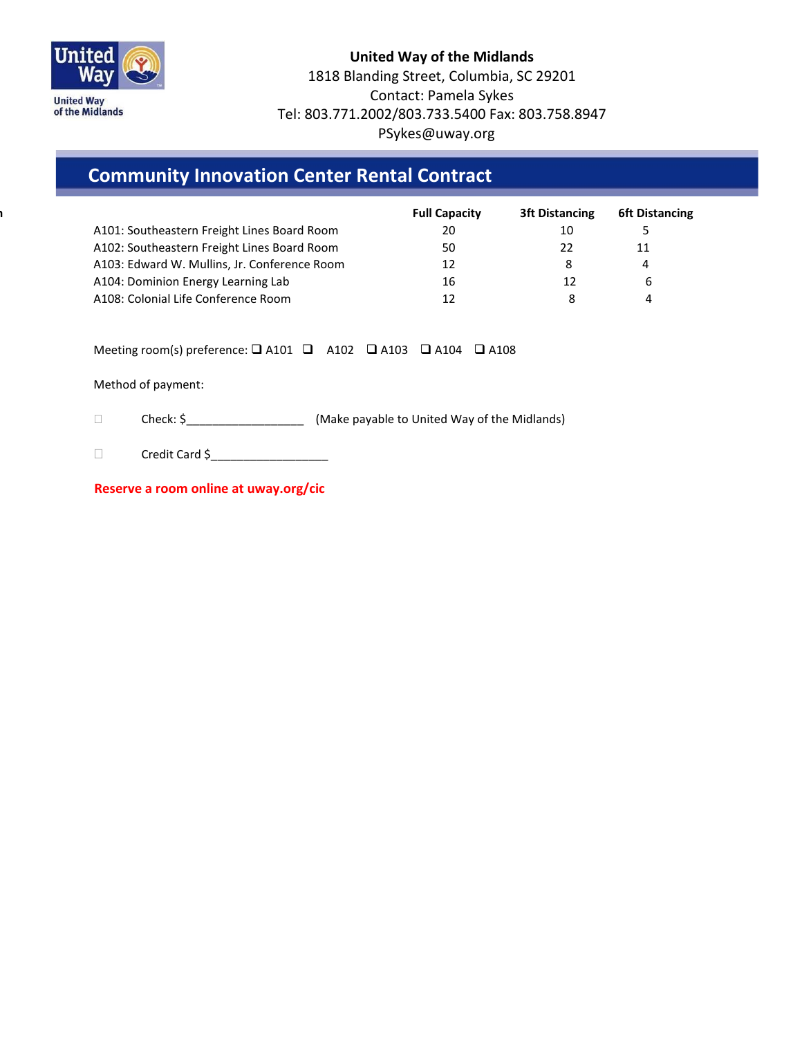United Way of the Midlands

**United Way of the Midlands**
1818 Blanding Street, Columbia, SC 29201
Contact: Pamela Sykes
Tel: 803.771.2002/803.733.5400 Fax: 803.758.8947
PSykes@uway.org

# Community Innovation Center Rental Contract

| | Full Capacity | 3ft Distancing | 6ft Distancing |
|---|---|---|---|
| A101: Southeastern Freight Lines Board Room | 20 | 10 | 5 |
| A102: Southeastern Freight Lines Board Room | 50 | 22 | 11 |
| A103: Edward W. Mullins, Jr. Conference Room | 12 | 8 | 4 |
| A104: Dominion Energy Learning Lab | 16 | 12 | 6 |
| A108: Colonial Life Conference Room | 12 | 8 | 4 |

Meeting room(s) preference: ❑ A101 ❑ A102 ❑ A103 ❑ A104 ❑ A108

Method of payment:

☐ Check: $__________________ (Make payable to United Way of the Midlands)

☐ Credit Card $__________________

**Reserve a room online at uway.org/cic**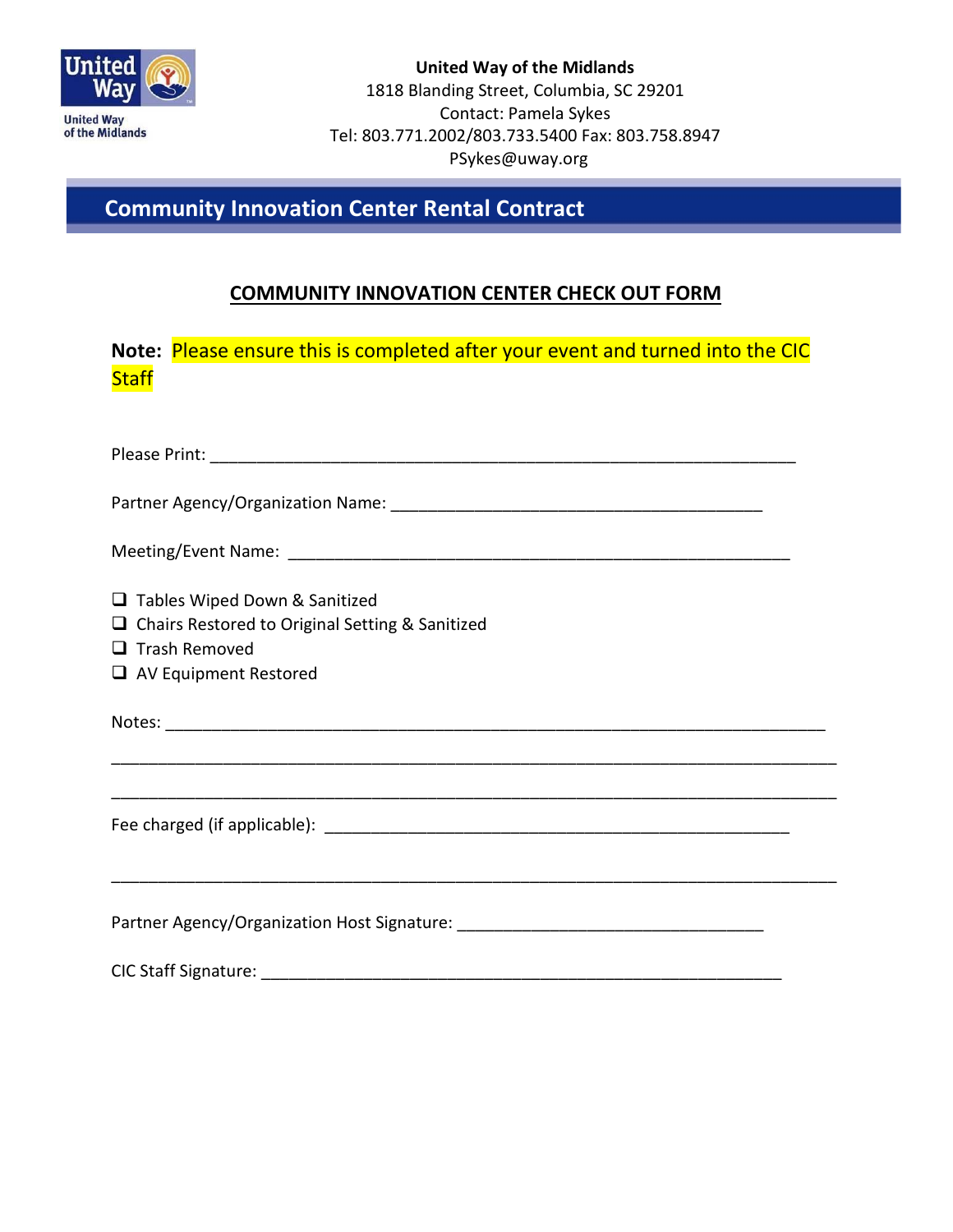**United Way of the Midlands**
1818 Blanding Street, Columbia, SC 29201
Contact: Pamela Sykes
Tel: 803.771.2002/803.733.5400 Fax: 803.758.8947
PSykes@uway.org

## Community Innovation Center Rental Contract

### COMMUNITY INNOVATION CENTER CHECK OUT FORM

**Note:** Please ensure this is completed after your event and turned into the CIC Staff

Please Print: ___________________________________________________________________

Partner Agency/Organization Name: ________________________________________

Meeting/Event Name: ____________________________________________________

- ❑ Tables Wiped Down & Sanitized
- ❑ Chairs Restored to Original Setting & Sanitized
- ❑ Trash Removed
- ❑ AV Equipment Restored

Notes: _________________________________________________________________________

_______________________________________________________________________________

_______________________________________________________________________________

Fee charged (if applicable): ___________________________________________________

_______________________________________________________________________________

Partner Agency/Organization Host Signature: __________________________________

CIC Staff Signature: _________________________________________________________